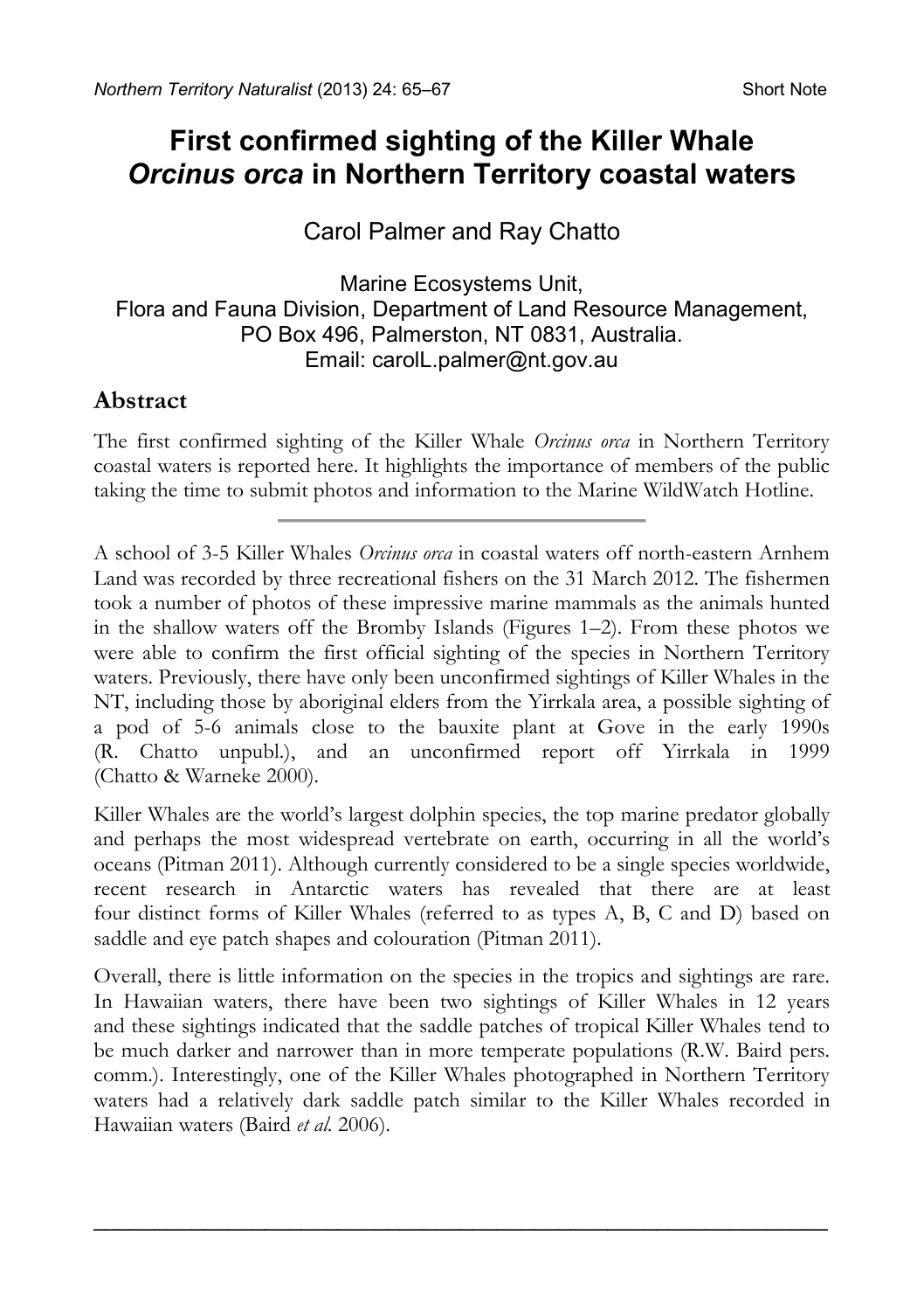# First confirmed sighting of the Killer Whale *Orcinus orca* in Northern Territory coastal waters

Carol Palmer and Ray Chatto

Marine Ecosystems Unit,
Flora and Fauna Division, Department of Land Resource Management,
PO Box 496, Palmerston, NT 0831, Australia.
Email: carolL.palmer@nt.gov.au

## Abstract

The first confirmed sighting of the Killer Whale *Orcinus orca* in Northern Territory coastal waters is reported here. It highlights the importance of members of the public taking the time to submit photos and information to the Marine WildWatch Hotline.

---

A school of 3-5 Killer Whales *Orcinus orca* in coastal waters off north-eastern Arnhem Land was recorded by three recreational fishers on the 31 March 2012. The fishermen took a number of photos of these impressive marine mammals as the animals hunted in the shallow waters off the Bromby Islands (Figures 1–2). From these photos we were able to confirm the first official sighting of the species in Northern Territory waters. Previously, there have only been unconfirmed sightings of Killer Whales in the NT, including those by aboriginal elders from the Yirrkala area, a possible sighting of a pod of 5-6 animals close to the bauxite plant at Gove in the early 1990s (R. Chatto unpubl.), and an unconfirmed report off Yirrkala in 1999 (Chatto & Warneke 2000).

Killer Whales are the world's largest dolphin species, the top marine predator globally and perhaps the most widespread vertebrate on earth, occurring in all the world's oceans (Pitman 2011). Although currently considered to be a single species worldwide, recent research in Antarctic waters has revealed that there are at least four distinct forms of Killer Whales (referred to as types A, B, C and D) based on saddle and eye patch shapes and colouration (Pitman 2011).

Overall, there is little information on the species in the tropics and sightings are rare. In Hawaiian waters, there have been two sightings of Killer Whales in 12 years and these sightings indicated that the saddle patches of tropical Killer Whales tend to be much darker and narrower than in more temperate populations (R.W. Baird pers. comm.). Interestingly, one of the Killer Whales photographed in Northern Territory waters had a relatively dark saddle patch similar to the Killer Whales recorded in Hawaiian waters (Baird *et al.* 2006).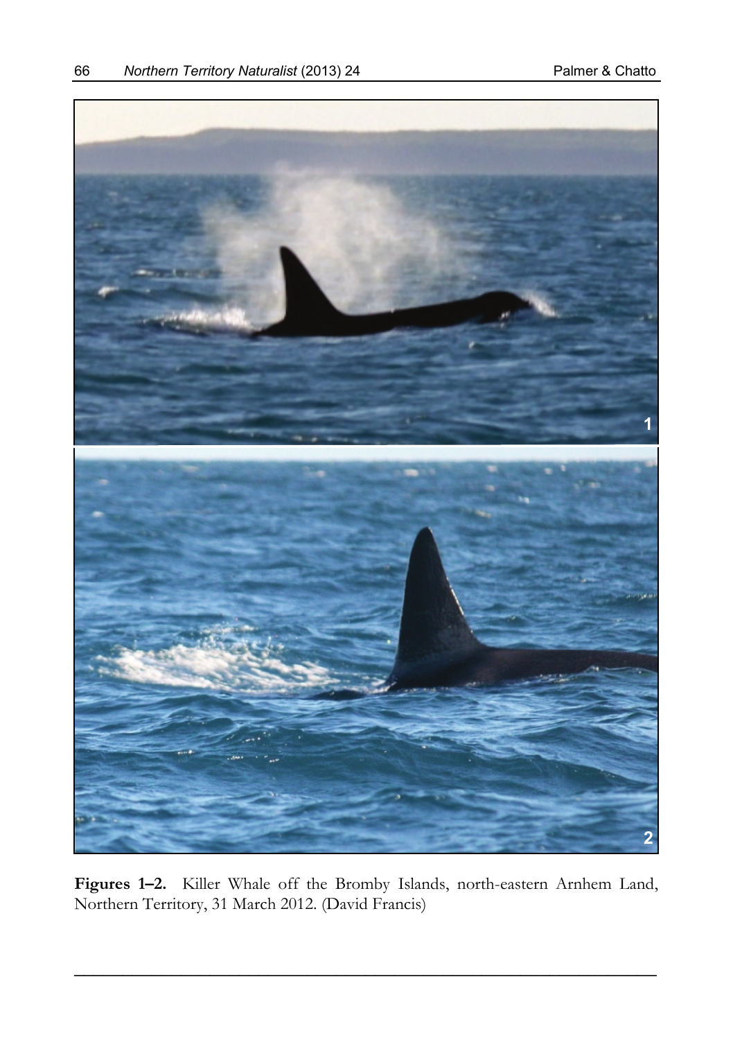**Figures 1–2.** Killer Whale off the Bromby Islands, north-eastern Arnhem Land, Northern Territory, 31 March 2012. (David Francis)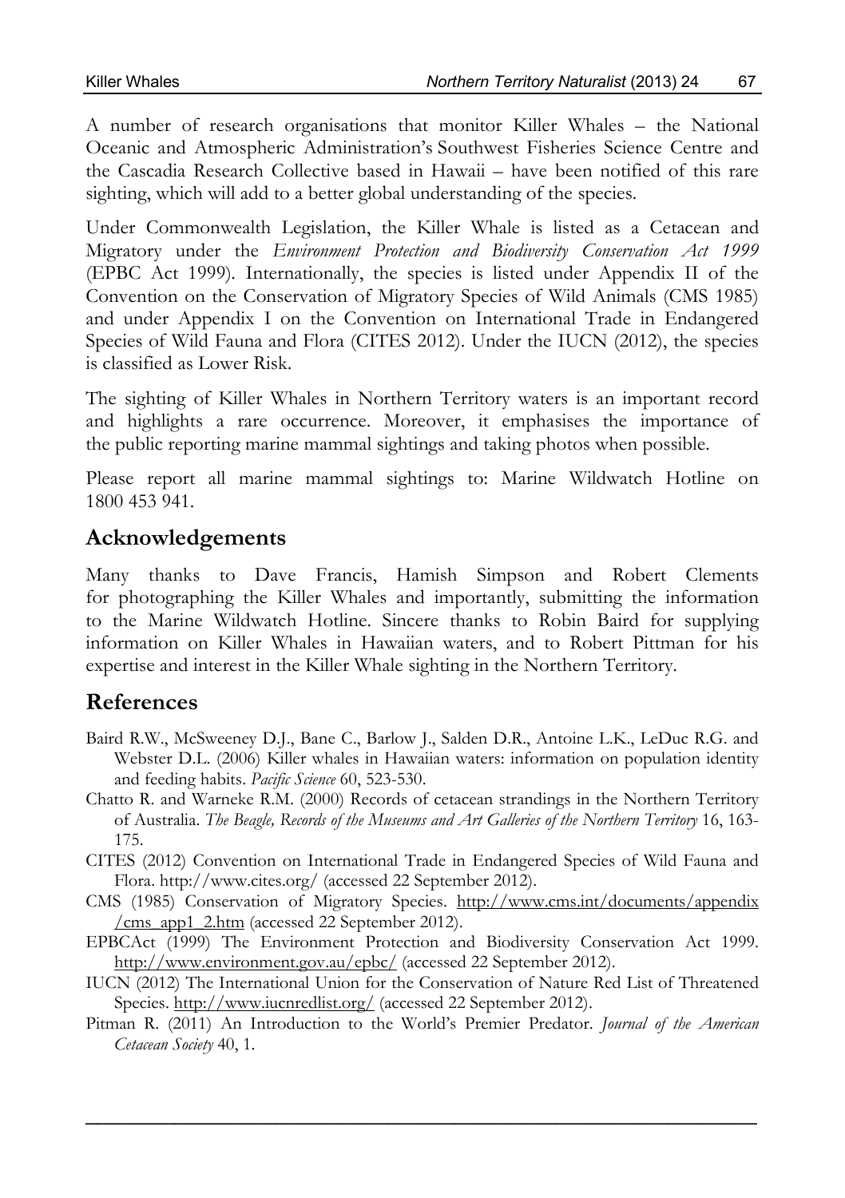A number of research organisations that monitor Killer Whales – the National Oceanic and Atmospheric Administration's Southwest Fisheries Science Centre and the Cascadia Research Collective based in Hawaii – have been notified of this rare sighting, which will add to a better global understanding of the species.

Under Commonwealth Legislation, the Killer Whale is listed as a Cetacean and Migratory under the *Environment Protection and Biodiversity Conservation Act 1999* (EPBC Act 1999). Internationally, the species is listed under Appendix II of the Convention on the Conservation of Migratory Species of Wild Animals (CMS 1985) and under Appendix I on the Convention on International Trade in Endangered Species of Wild Fauna and Flora (CITES 2012). Under the IUCN (2012), the species is classified as Lower Risk.

The sighting of Killer Whales in Northern Territory waters is an important record and highlights a rare occurrence. Moreover, it emphasises the importance of the public reporting marine mammal sightings and taking photos when possible.

Please report all marine mammal sightings to: Marine Wildwatch Hotline on 1800 453 941.

## Acknowledgements

Many thanks to Dave Francis, Hamish Simpson and Robert Clements for photographing the Killer Whales and importantly, submitting the information to the Marine Wildwatch Hotline. Sincere thanks to Robin Baird for supplying information on Killer Whales in Hawaiian waters, and to Robert Pittman for his expertise and interest in the Killer Whale sighting in the Northern Territory.

## References

Baird R.W., McSweeney D.J., Bane C., Barlow J., Salden D.R., Antoine L.K., LeDuc R.G. and Webster D.L. (2006) Killer whales in Hawaiian waters: information on population identity and feeding habits. *Pacific Science* 60, 523-530.

Chatto R. and Warneke R.M. (2000) Records of cetacean strandings in the Northern Territory of Australia. *The Beagle, Records of the Museums and Art Galleries of the Northern Territory* 16, 163-175.

CITES (2012) Convention on International Trade in Endangered Species of Wild Fauna and Flora. http://www.cites.org/ (accessed 22 September 2012).

CMS (1985) Conservation of Migratory Species. http://www.cms.int/documents/appendix/cms_app1_2.htm (accessed 22 September 2012).

EPBCAct (1999) The Environment Protection and Biodiversity Conservation Act 1999. http://www.environment.gov.au/epbc/ (accessed 22 September 2012).

IUCN (2012) The International Union for the Conservation of Nature Red List of Threatened Species. http://www.iucnredlist.org/ (accessed 22 September 2012).

Pitman R. (2011) An Introduction to the World's Premier Predator. *Journal of the American Cetacean Society* 40, 1.